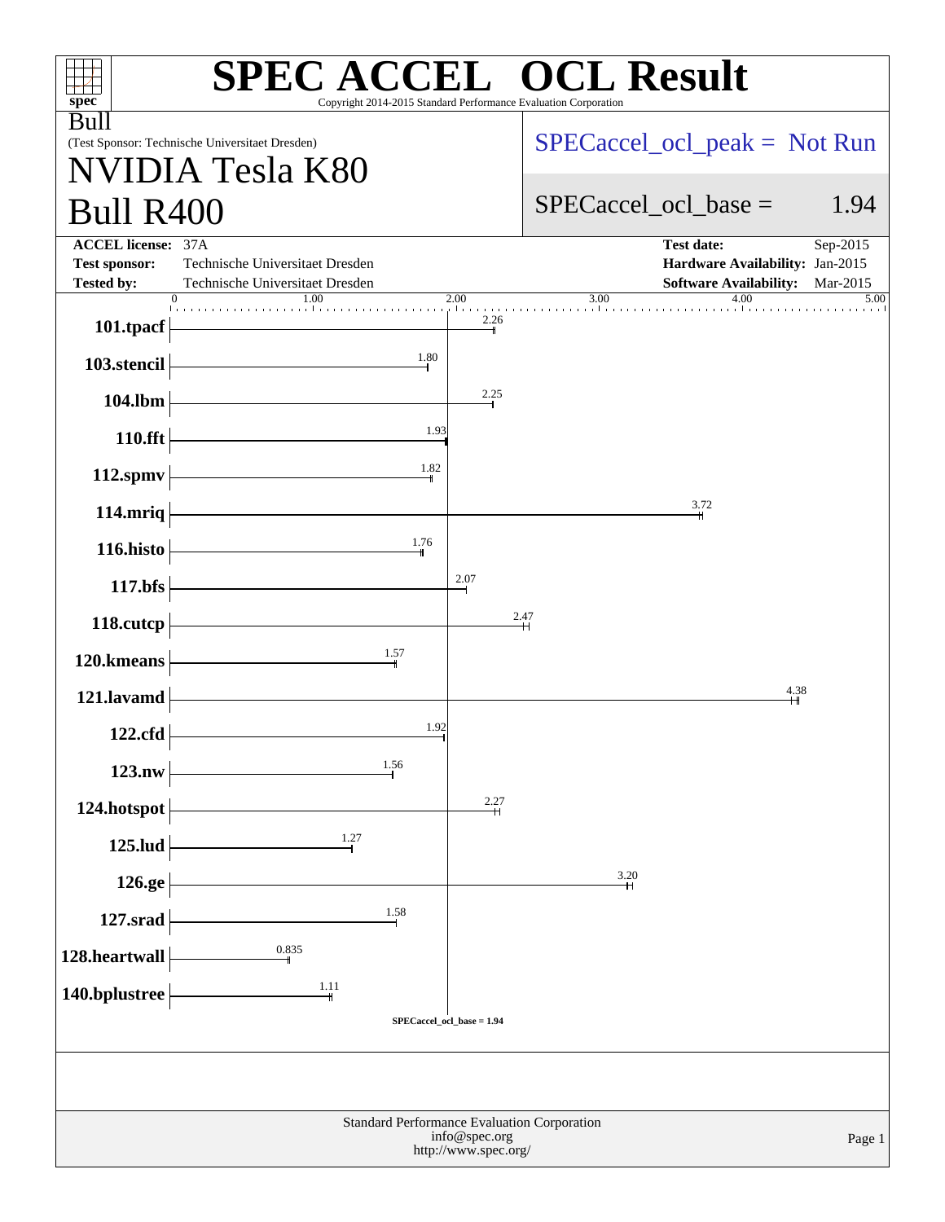# SPEC ACCEL OCL Result

Copyright 2014-2015 Standard Performance Evaluation Corporation

Bull
(Test Sponsor: Technische Universitaet Dresden)

## NVIDIA Tesla K80
## Bull R400

SPECaccel_ocl_peak = Not Run

SPECaccel_ocl_base = 1.94

| | | | |
|---|---|---|---|
| **ACCEL license:** | 37A | **Test date:** | Sep-2015 |
| **Test sponsor:** | Technische Universitaet Dresden | **Hardware Availability:** | Jan-2015 |
| **Tested by:** | Technische Universitaet Dresden | **Software Availability:** | Mar-2015 |

| Benchmark | Base Ratio |
|---|---|
| 101.tpacf | 2.26 |
| 103.stencil | 1.80 |
| 104.lbm | 2.25 |
| 110.fft | 1.93 |
| 112.spmv | 1.82 |
| 114.mriq | 3.72 |
| 116.histo | 1.76 |
| 117.bfs | 2.07 |
| 118.cutcp | 2.47 |
| 120.kmeans | 1.57 |
| 121.lavamd | 4.38 |
| 122.cfd | 1.92 |
| 123.nw | 1.56 |
| 124.hotspot | 2.27 |
| 125.lud | 1.27 |
| 126.ge | 3.20 |
| 127.srad | 1.58 |
| 128.heartwall | 0.835 |
| 140.bplustree | 1.11 |

SPECaccel_ocl_base = 1.94

Standard Performance Evaluation Corporation
info@spec.org
http://www.spec.org/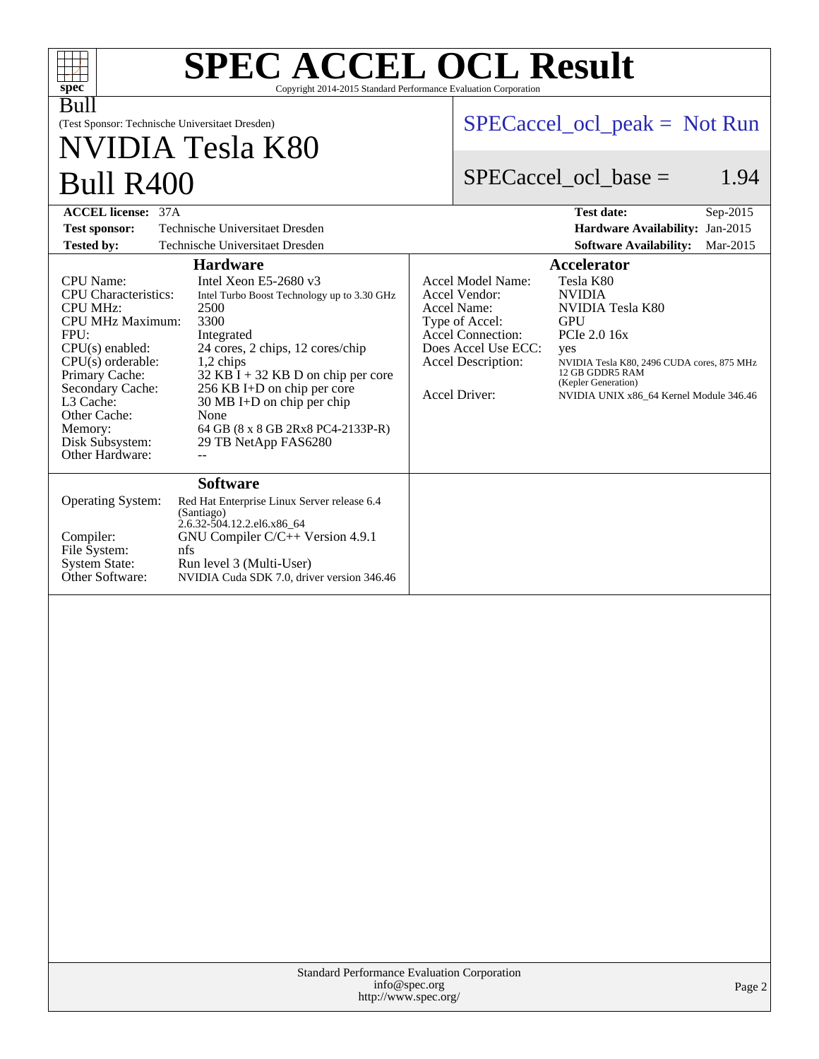# SPEC ACCEL OCL Result

Copyright 2014-2015 Standard Performance Evaluation Corporation

Bull

(Test Sponsor: Technische Universitaet Dresden)

## NVIDIA Tesla K80
## Bull R400

SPECaccel_ocl_peak = Not Run

SPECaccel_ocl_base = 1.94

| | | | |
|---|---|---|---|
| **ACCEL license:** | 37A | **Test date:** | Sep-2015 |
| **Test sponsor:** | Technische Universitaet Dresden | **Hardware Availability:** | Jan-2015 |
| **Tested by:** | Technische Universitaet Dresden | **Software Availability:** | Mar-2015 |

### Hardware

| | |
|---|---|
| CPU Name: | Intel Xeon E5-2680 v3 |
| CPU Characteristics: | Intel Turbo Boost Technology up to 3.30 GHz |
| CPU MHz: | 2500 |
| CPU MHz Maximum: | 3300 |
| FPU: | Integrated |
| CPU(s) enabled: | 24 cores, 2 chips, 12 cores/chip |
| CPU(s) orderable: | 1,2 chips |
| Primary Cache: | 32 KB I + 32 KB D on chip per core |
| Secondary Cache: | 256 KB I+D on chip per core |
| L3 Cache: | 30 MB I+D on chip per chip |
| Other Cache: | None |
| Memory: | 64 GB (8 x 8 GB 2Rx8 PC4-2133P-R) |
| Disk Subsystem: | 29 TB NetApp FAS6280 |
| Other Hardware: | -- |

### Accelerator

| | |
|---|---|
| Accel Model Name: | Tesla K80 |
| Accel Vendor: | NVIDIA |
| Accel Name: | NVIDIA Tesla K80 |
| Type of Accel: | GPU |
| Accel Connection: | PCIe 2.0 16x |
| Does Accel Use ECC: | yes |
| Accel Description: | NVIDIA Tesla K80, 2496 CUDA cores, 875 MHz 12 GB GDDR5 RAM (Kepler Generation) |
| Accel Driver: | NVIDIA UNIX x86_64 Kernel Module 346.46 |

### Software

| | |
|---|---|
| Operating System: | Red Hat Enterprise Linux Server release 6.4 (Santiago) 2.6.32-504.12.2.el6.x86_64 |
| Compiler: | GNU Compiler C/C++ Version 4.9.1 |
| File System: | nfs |
| System State: | Run level 3 (Multi-User) |
| Other Software: | NVIDIA Cuda SDK 7.0, driver version 346.46 |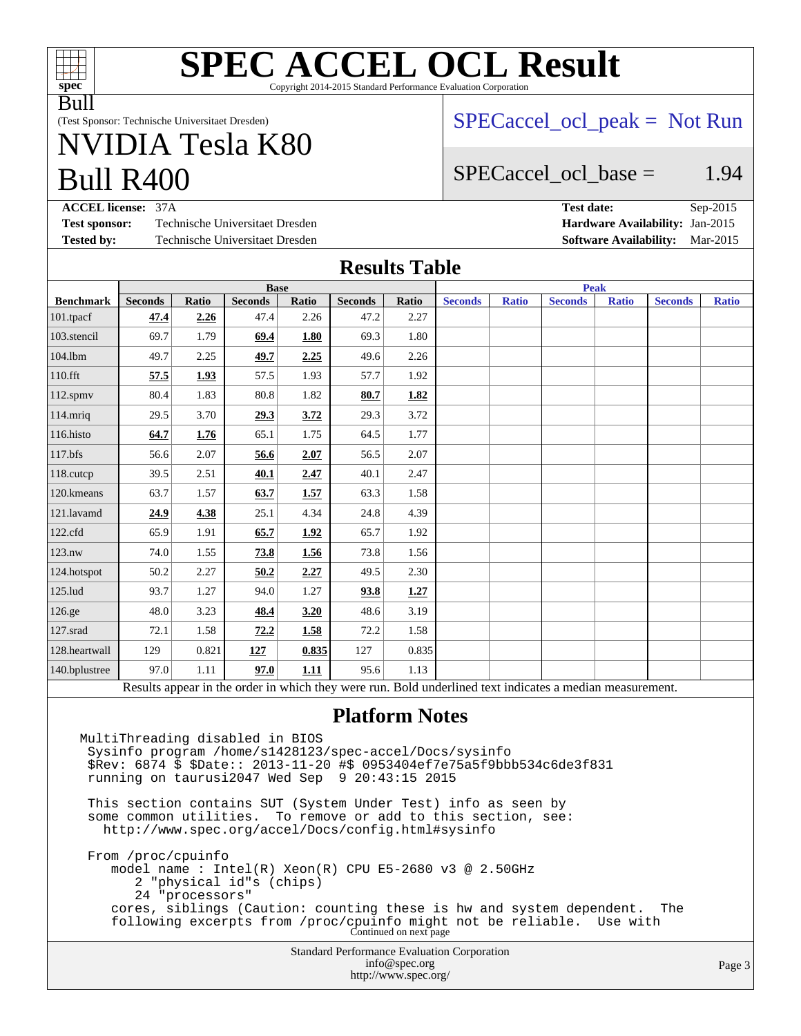# SPEC ACCEL OCL Result

Copyright 2014-2015 Standard Performance Evaluation Corporation

Bull

(Test Sponsor: Technische Universitaet Dresden)

# NVIDIA Tesla K80 Bull R400

SPECaccel_ocl_peak = Not Run

SPECaccel_ocl_base = 1.94

**ACCEL license:** 37A

**Test sponsor:** Technische Universitaet Dresden

**Tested by:** Technische Universitaet Dresden

**Test date:** Sep-2015

**Hardware Availability:** Jan-2015

**Software Availability:** Mar-2015

## Results Table

| Benchmark | Base | | | | | | Peak | | | | | |
|---|---|---|---|---|---|---|---|---|---|---|---|---|
| | Seconds | Ratio | Seconds | Ratio | Seconds | Ratio | Seconds | Ratio | Seconds | Ratio | Seconds | Ratio |
| 101.tpacf | **47.4** | **2.26** | 47.4 | 2.26 | 47.2 | 2.27 | | | | | | |
| 103.stencil | 69.7 | 1.79 | **69.4** | **1.80** | 69.3 | 1.80 | | | | | | |
| 104.lbm | 49.7 | 2.25 | **49.7** | **2.25** | 49.6 | 2.26 | | | | | | |
| 110.fft | **57.5** | **1.93** | 57.5 | 1.93 | 57.7 | 1.92 | | | | | | |
| 112.spmv | 80.4 | 1.83 | 80.8 | 1.82 | **80.7** | **1.82** | | | | | | |
| 114.mriq | 29.5 | 3.70 | **29.3** | **3.72** | 29.3 | 3.72 | | | | | | |
| 116.histo | **64.7** | **1.76** | 65.1 | 1.75 | 64.5 | 1.77 | | | | | | |
| 117.bfs | 56.6 | 2.07 | **56.6** | **2.07** | 56.5 | 2.07 | | | | | | |
| 118.cutcp | 39.5 | 2.51 | **40.1** | **2.47** | 40.1 | 2.47 | | | | | | |
| 120.kmeans | 63.7 | 1.57 | **63.7** | **1.57** | 63.3 | 1.58 | | | | | | |
| 121.lavamd | **24.9** | **4.38** | 25.1 | 4.34 | 24.8 | 4.39 | | | | | | |
| 122.cfd | 65.9 | 1.91 | **65.7** | **1.92** | 65.7 | 1.92 | | | | | | |
| 123.nw | 74.0 | 1.55 | **73.8** | **1.56** | 73.8 | 1.56 | | | | | | |
| 124.hotspot | 50.2 | 2.27 | **50.2** | **2.27** | 49.5 | 2.30 | | | | | | |
| 125.lud | 93.7 | 1.27 | 94.0 | 1.27 | **93.8** | **1.27** | | | | | | |
| 126.ge | 48.0 | 3.23 | **48.4** | **3.20** | 48.6 | 3.19 | | | | | | |
| 127.srad | 72.1 | 1.58 | **72.2** | **1.58** | 72.2 | 1.58 | | | | | | |
| 128.heartwall | 129 | 0.821 | **127** | **0.835** | 127 | 0.835 | | | | | | |
| 140.bplustree | 97.0 | 1.11 | **97.0** | **1.11** | 95.6 | 1.13 | | | | | | |

Results appear in the order in which they were run. Bold underlined text indicates a median measurement.

## Platform Notes

```
MultiThreading disabled in BIOS
 Sysinfo program /home/s1428123/spec-accel/Docs/sysinfo
 $Rev: 6874 $ $Date:: 2013-11-20 #$ 0953404ef7e75a5f9bbb534c6de3f831
 running on taurusi2047 Wed Sep  9 20:43:15 2015

 This section contains SUT (System Under Test) info as seen by
 some common utilities.  To remove or add to this section, see:
   http://www.spec.org/accel/Docs/config.html#sysinfo

 From /proc/cpuinfo
    model name : Intel(R) Xeon(R) CPU E5-2680 v3 @ 2.50GHz
       2 "physical id"s (chips)
       24 "processors"
    cores, siblings (Caution: counting these is hw and system dependent.  The
    following excerpts from /proc/cpuinfo might not be reliable.  Use with
```

Continued on next page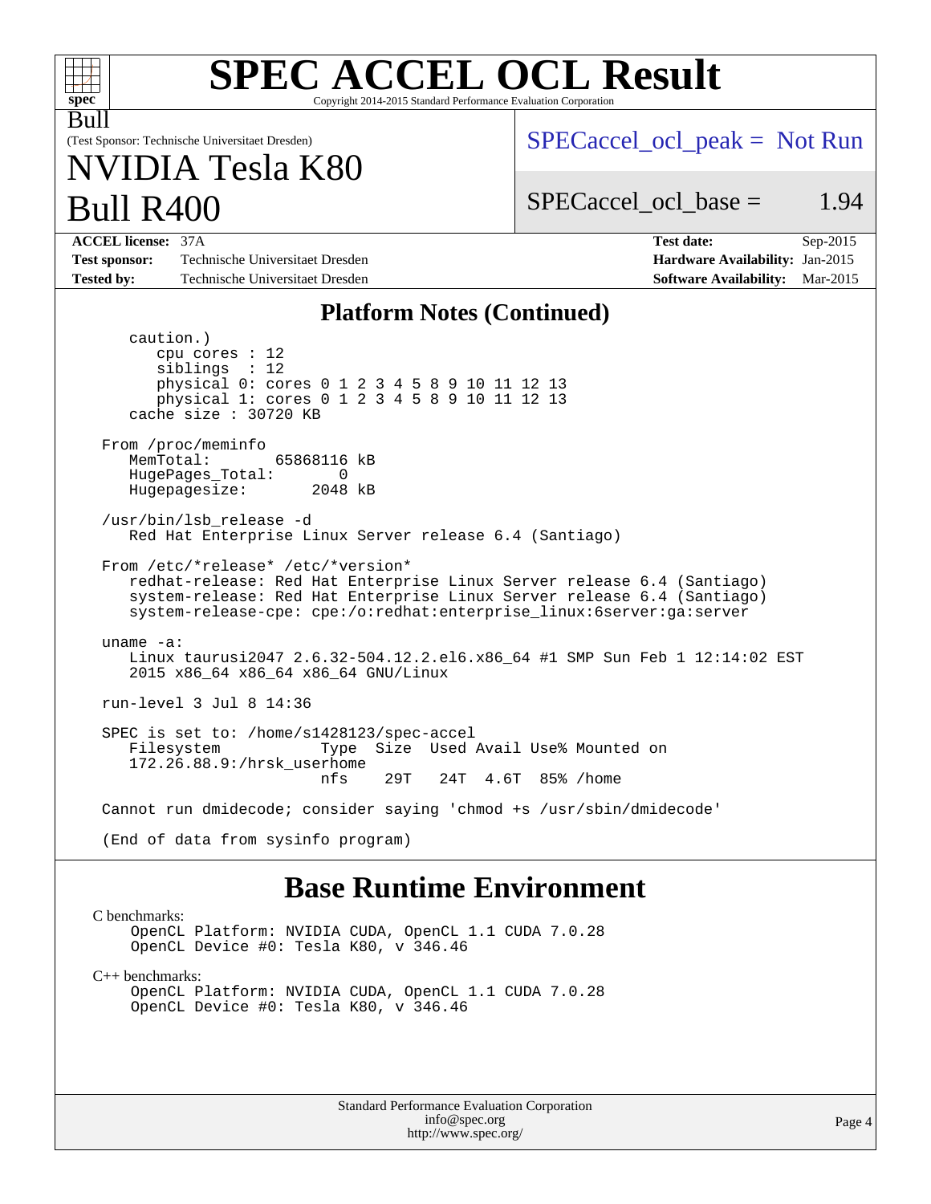# SPEC ACCEL OCL Result

Copyright 2014-2015 Standard Performance Evaluation Corporation

Bull

(Test Sponsor: Technische Universitaet Dresden)

# NVIDIA Tesla K80 Bull R400

SPECaccel_ocl_peak = Not Run

SPECaccel_ocl_base = 1.94

| | | | |
|---|---|---|---|
| **ACCEL license:** | 37A | **Test date:** | Sep-2015 |
| **Test sponsor:** | Technische Universitaet Dresden | **Hardware Availability:** | Jan-2015 |
| **Tested by:** | Technische Universitaet Dresden | **Software Availability:** | Mar-2015 |

## Platform Notes (Continued)

```
     caution.)
        cpu cores : 12
        siblings  : 12
        physical 0: cores 0 1 2 3 4 5 8 9 10 11 12 13
        physical 1: cores 0 1 2 3 4 5 8 9 10 11 12 13
     cache size : 30720 KB

  From /proc/meminfo
     MemTotal:       65868116 kB
     HugePages_Total:       0
     Hugepagesize:       2048 kB

  /usr/bin/lsb_release -d
     Red Hat Enterprise Linux Server release 6.4 (Santiago)

  From /etc/*release* /etc/*version*
     redhat-release: Red Hat Enterprise Linux Server release 6.4 (Santiago)
     system-release: Red Hat Enterprise Linux Server release 6.4 (Santiago)
     system-release-cpe: cpe:/o:redhat:enterprise_linux:6server:ga:server

  uname -a:
     Linux taurusi2047 2.6.32-504.12.2.el6.x86_64 #1 SMP Sun Feb 1 12:14:02 EST
     2015 x86_64 x86_64 x86_64 GNU/Linux

  run-level 3 Jul 8 14:36

  SPEC is set to: /home/s1428123/spec-accel
     Filesystem           Type  Size  Used Avail Use% Mounted on
     172.26.88.9:/hrsk_userhome
                          nfs    29T   24T  4.6T  85% /home

  Cannot run dmidecode; consider saying 'chmod +s /usr/sbin/dmidecode'

  (End of data from sysinfo program)
```

## Base Runtime Environment

C benchmarks:

```
OpenCL Platform: NVIDIA CUDA, OpenCL 1.1 CUDA 7.0.28
OpenCL Device #0: Tesla K80, v 346.46
```

C++ benchmarks:

```
OpenCL Platform: NVIDIA CUDA, OpenCL 1.1 CUDA 7.0.28
OpenCL Device #0: Tesla K80, v 346.46
```

Standard Performance Evaluation Corporation
info@spec.org
http://www.spec.org/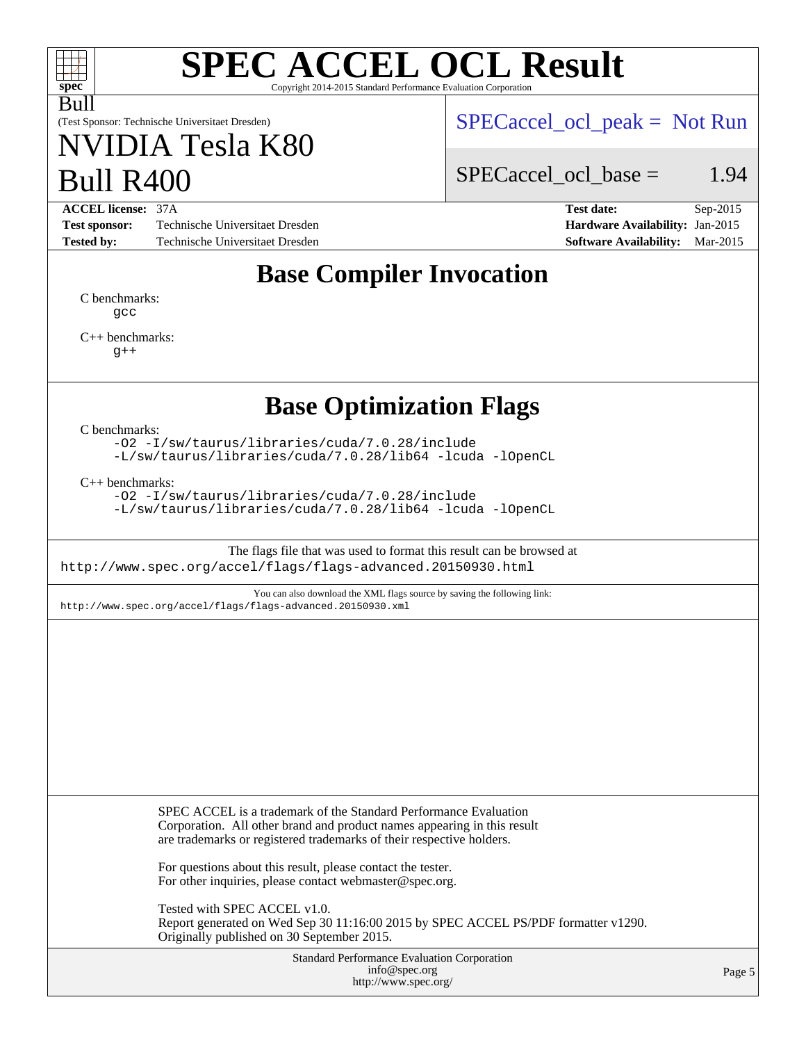# SPEC ACCEL OCL Result

Copyright 2014-2015 Standard Performance Evaluation Corporation

Bull

(Test Sponsor: Technische Universitaet Dresden)

NVIDIA Tesla K80

Bull R400

SPECaccel_ocl_peak = Not Run

SPECaccel_ocl_base = 1.94

| | | | |
|---|---|---|---|
| **ACCEL license:** | 37A | **Test date:** | Sep-2015 |
| **Test sponsor:** | Technische Universitaet Dresden | **Hardware Availability:** | Jan-2015 |
| **Tested by:** | Technische Universitaet Dresden | **Software Availability:** | Mar-2015 |

## Base Compiler Invocation

C benchmarks:

```
gcc
```

C++ benchmarks:

```
g++
```

## Base Optimization Flags

C benchmarks:

```
-O2 -I/sw/taurus/libraries/cuda/7.0.28/include
-L/sw/taurus/libraries/cuda/7.0.28/lib64 -lcuda -lOpenCL
```

C++ benchmarks:

```
-O2 -I/sw/taurus/libraries/cuda/7.0.28/include
-L/sw/taurus/libraries/cuda/7.0.28/lib64 -lcuda -lOpenCL
```

The flags file that was used to format this result can be browsed at
http://www.spec.org/accel/flags/flags-advanced.20150930.html

You can also download the XML flags source by saving the following link:
http://www.spec.org/accel/flags/flags-advanced.20150930.xml

SPEC ACCEL is a trademark of the Standard Performance Evaluation Corporation. All other brand and product names appearing in this result are trademarks or registered trademarks of their respective holders.

For questions about this result, please contact the tester.
For other inquiries, please contact webmaster@spec.org.

Tested with SPEC ACCEL v1.0.
Report generated on Wed Sep 30 11:16:00 2015 by SPEC ACCEL PS/PDF formatter v1290.
Originally published on 30 September 2015.

Standard Performance Evaluation Corporation
info@spec.org
http://www.spec.org/